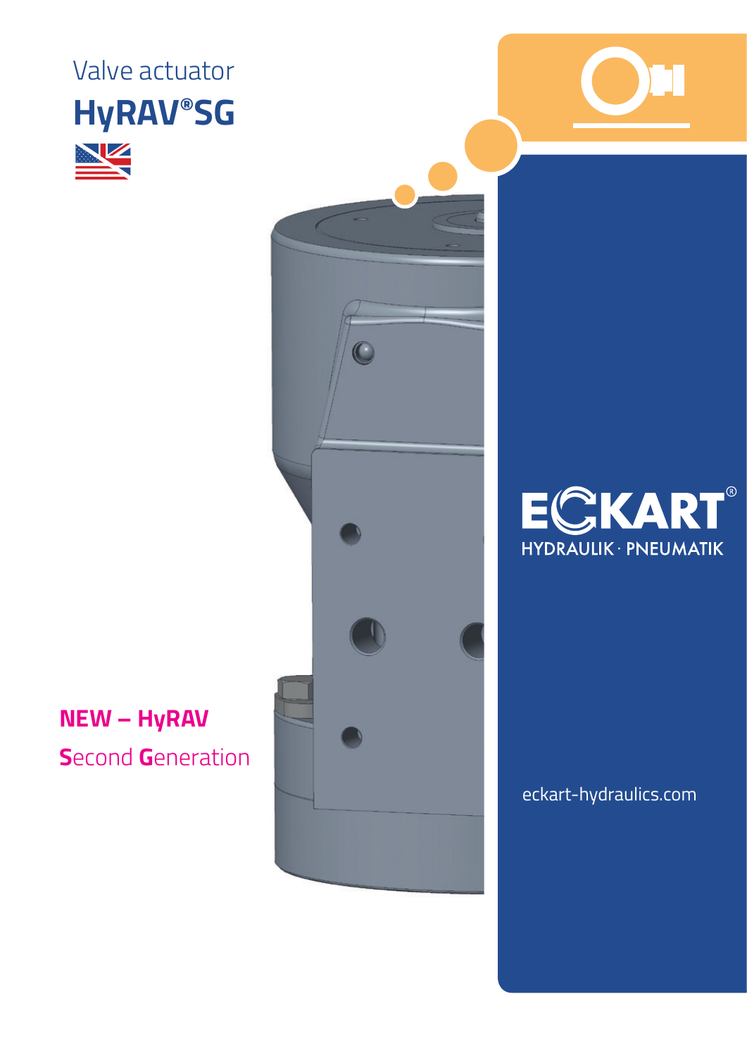Valve actuator

# HyRAV®SG

**NEW – HyRAV**

**S**econd **G**eneration

ECKART®

HYDRAULIK · PNEUMATIK

eckart-hydraulics.com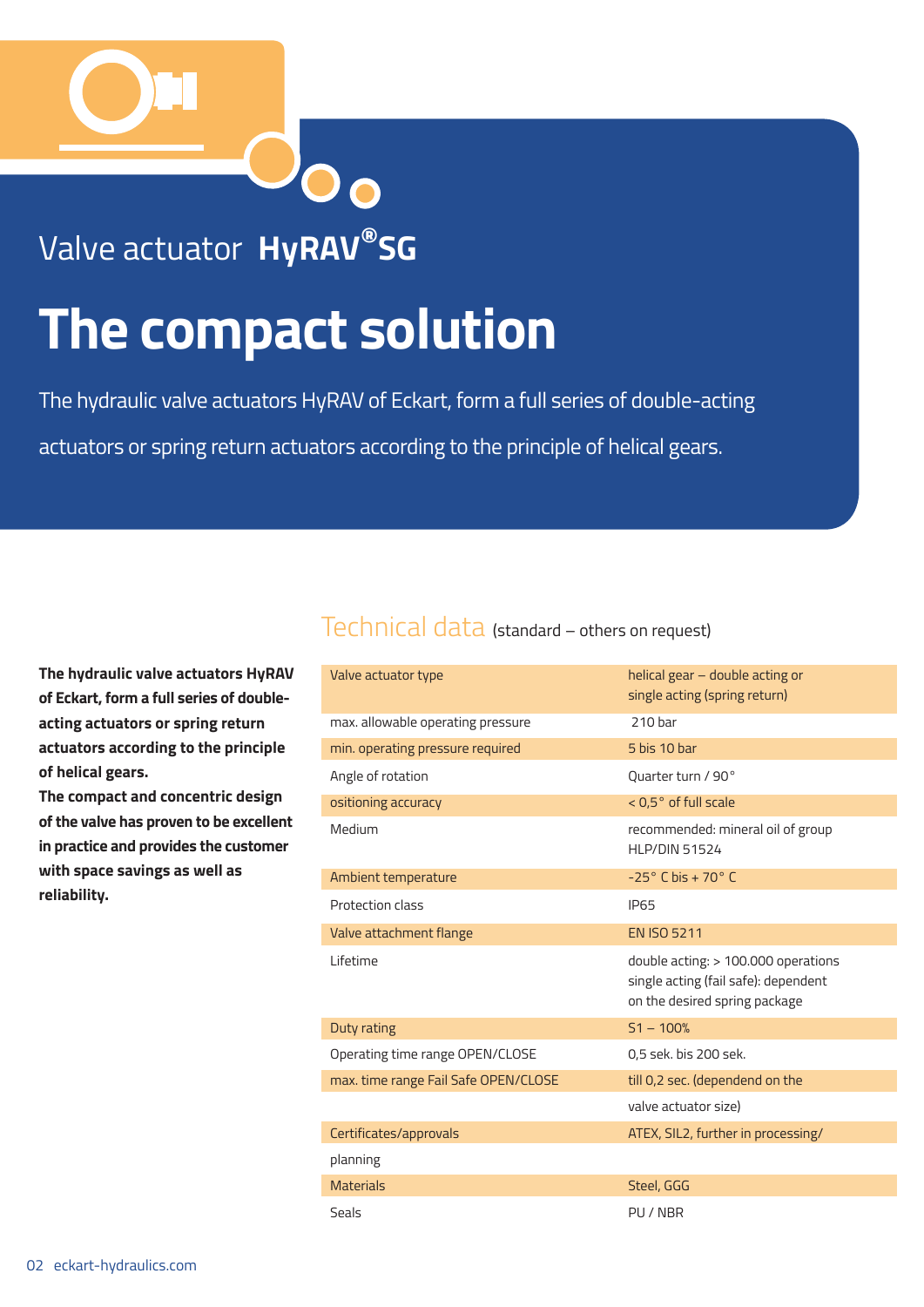Valve actuator **HyRAV®SG**

# The compact solution

The hydraulic valve actuators HyRAV of Eckart, form a full series of double-acting actuators or spring return actuators according to the principle of helical gears.

**The hydraulic valve actuators HyRAV of Eckart, form a full series of double-acting actuators or spring return actuators according to the principle of helical gears.**
**The compact and concentric design of the valve has proven to be excellent in practice and provides the customer with space savings as well as reliability.**

## Technical data (standard – others on request)

| | |
|---|---|
| Valve actuator type | helical gear – double acting or single acting (spring return) |
| max. allowable operating pressure | 210 bar |
| min. operating pressure required | 5 bis 10 bar |
| Angle of rotation | Quarter turn / 90° |
| ositioning accuracy | < 0,5° of full scale |
| Medium | recommended: mineral oil of group HLP/DIN 51524 |
| Ambient temperature | -25° C bis + 70° C |
| Protection class | IP65 |
| Valve attachment flange | EN ISO 5211 |
| Lifetime | double acting: > 100.000 operations single acting (fail safe): dependent on the desired spring package |
| Duty rating | S1 – 100% |
| Operating time range OPEN/CLOSE | 0,5 sek. bis 200 sek. |
| max. time range Fail Safe OPEN/CLOSE | till 0,2 sec. (dependend on the valve actuator size) |
| Certificates/approvals planning | ATEX, SIL2, further in processing/ |
| Materials | Steel, GGG |
| Seals | PU / NBR |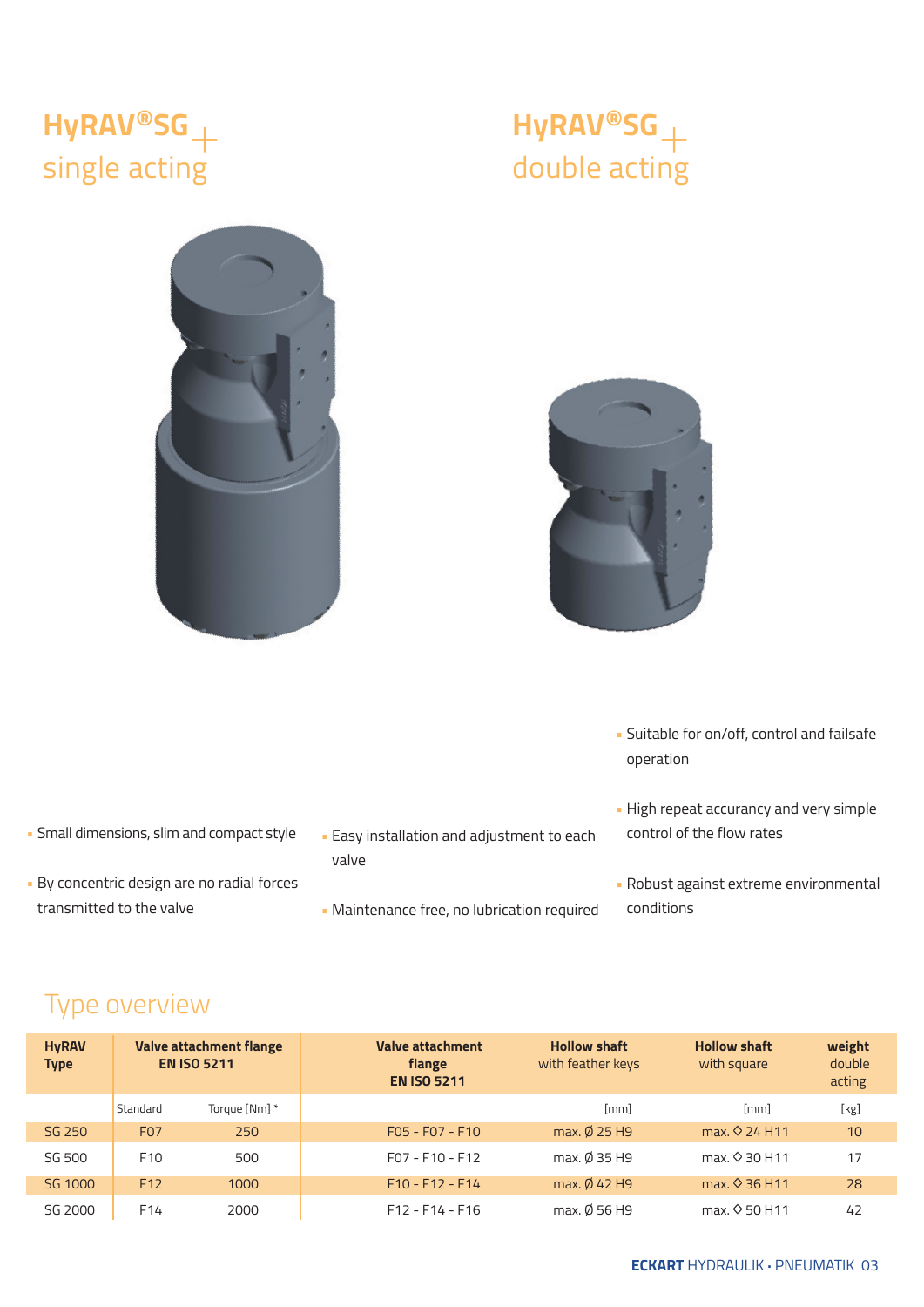## HyRAV®SG + single acting

## HyRAV®SG + double acting

- Suitable for on/off, control and failsafe operation
- High repeat accurancy and very simple control of the flow rates
- Robust against extreme environmental conditions
- Small dimensions, slim and compact style
- By concentric design are no radial forces transmitted to the valve
- Easy installation and adjustment to each valve
- Maintenance free, no lubrication required

## Type overview

| HyRAV Type | Valve attachment flange EN ISO 5211 | | Valve attachment flange EN ISO 5211 | Hollow shaft with feather keys | Hollow shaft with square | weight double acting |
|---|---|---|---|---|---|---|
| | Standard | Torque [Nm] * | | [mm] | [mm] | [kg] |
| SG 250 | F07 | 250 | F05 - F07 - F10 | max. Ø 25 H9 | max. ◇ 24 H11 | 10 |
| SG 500 | F10 | 500 | F07 - F10 - F12 | max. Ø 35 H9 | max. ◇ 30 H11 | 17 |
| SG 1000 | F12 | 1000 | F10 - F12 - F14 | max. Ø 42 H9 | max. ◇ 36 H11 | 28 |
| SG 2000 | F14 | 2000 | F12 - F14 - F16 | max. Ø 56 H9 | max. ◇ 50 H11 | 42 |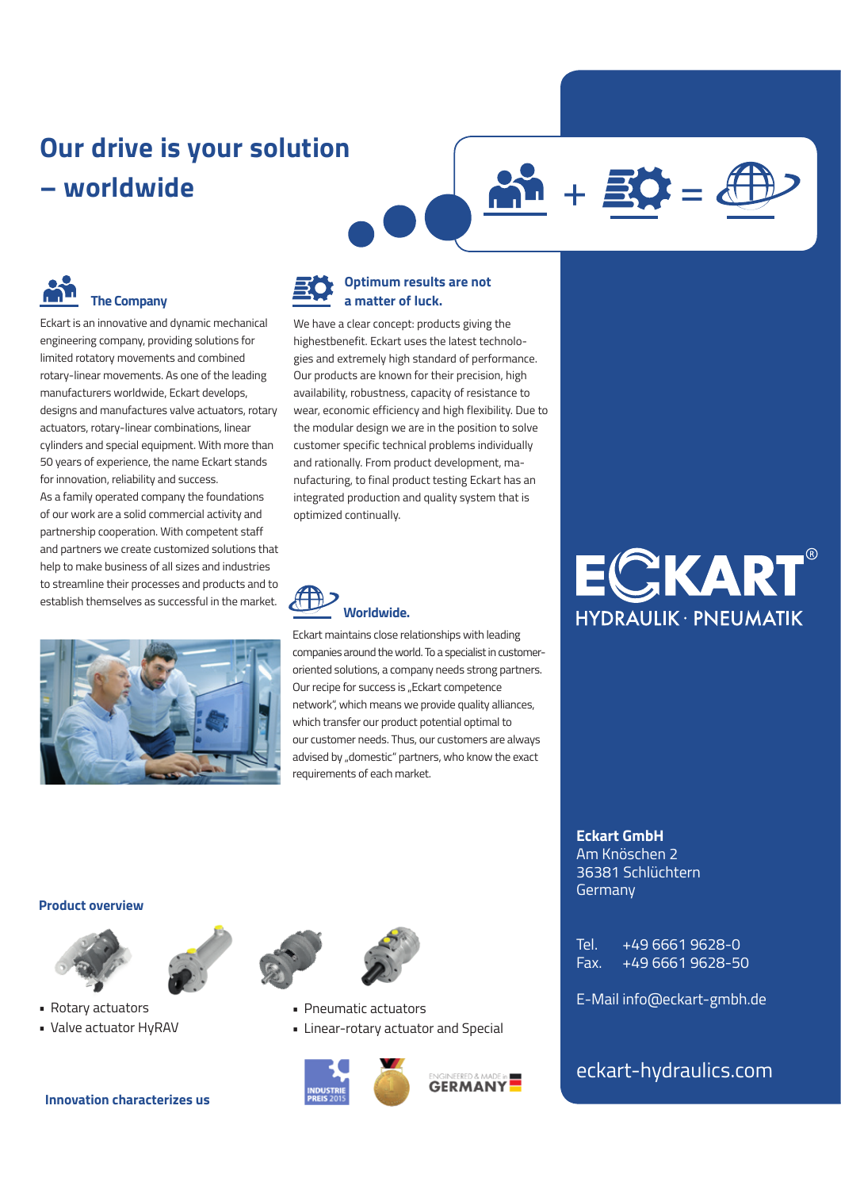# Our drive is your solution – worldwide

### The Company

Eckart is an innovative and dynamic mechanical engineering company, providing solutions for limited rotatory movements and combined rotary-linear movements. As one of the leading manufacturers worldwide, Eckart develops, designs and manufactures valve actuators, rotary actuators, rotary-linear combinations, linear cylinders and special equipment. With more than 50 years of experience, the name Eckart stands for innovation, reliability and success.
As a family operated company the foundations of our work are a solid commercial activity and partnership cooperation. With competent staff and partners we create customized solutions that help to make business of all sizes and industries to streamline their processes and products and to establish themselves as successful in the market.

### Optimum results are not a matter of luck.

We have a clear concept: products giving the highestbenefit. Eckart uses the latest technologies and extremely high standard of performance. Our products are known for their precision, high availability, robustness, capacity of resistance to wear, economic efficiency and high flexibility. Due to the modular design we are in the position to solve customer specific technical problems individually and rationally. From product development, manufacturing, to final product testing Eckart has an integrated production and quality system that is optimized continually.

### Worldwide.

Eckart maintains close relationships with leading companies around the world. To a specialist in customer-oriented solutions, a company needs strong partners. Our recipe for success is „Eckart competence network", which means we provide quality alliances, which transfer our product potential optimal to our customer needs. Thus, our customers are always advised by „domestic" partners, who know the exact requirements of each market.

### Product overview

- Rotary actuators
- Valve actuator HyRAV
- Pneumatic actuators
- Linear-rotary actuator and Special

**Innovation characterizes us**

INDUSTRIE PREIS 2015

ENGINEERED & MADE in GERMANY

ECKART®
HYDRAULIK · PNEUMATIK

**Eckart GmbH**
Am Knöschen 2
36381 Schlüchtern
Germany

Tel. +49 6661 9628-0
Fax. +49 6661 9628-50

E-Mail info@eckart-gmbh.de

eckart-hydraulics.com